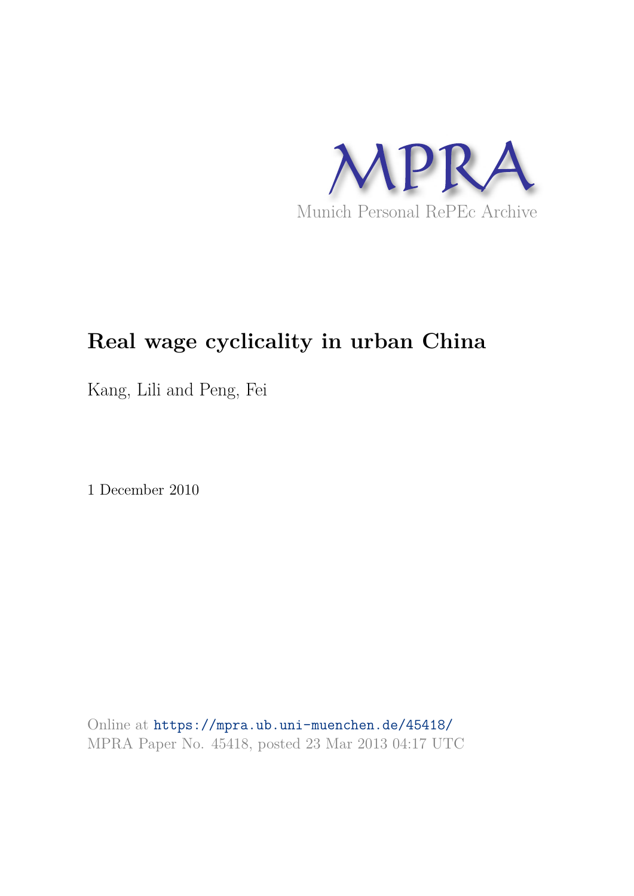MPRA

Munich Personal RePEc Archive

# Real wage cyclicality in urban China

Kang, Lili and Peng, Fei

1 December 2010

Online at https://mpra.ub.uni-muenchen.de/45418/
MPRA Paper No. 45418, posted 23 Mar 2013 04:17 UTC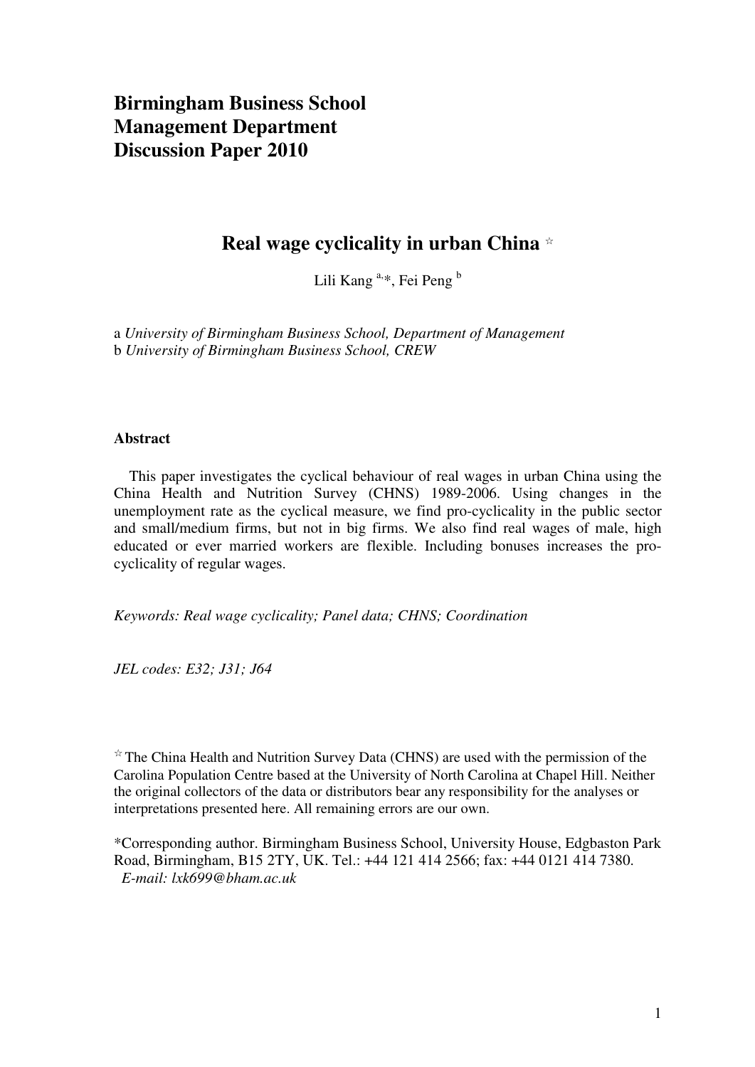# Birmingham Business School
# Management Department
# Discussion Paper 2010

## Real wage cyclicality in urban China ☆

Lili Kang [a,*], Fei Peng [b]

a *University of Birmingham Business School, Department of Management*
b *University of Birmingham Business School, CREW*

### Abstract

This paper investigates the cyclical behaviour of real wages in urban China using the China Health and Nutrition Survey (CHNS) 1989-2006. Using changes in the unemployment rate as the cyclical measure, we find pro-cyclicality in the public sector and small/medium firms, but not in big firms. We also find real wages of male, high educated or ever married workers are flexible. Including bonuses increases the pro-cyclicality of regular wages.

*Keywords: Real wage cyclicality; Panel data; CHNS; Coordination*

*JEL codes: E32; J31; J64*

☆ The China Health and Nutrition Survey Data (CHNS) are used with the permission of the Carolina Population Centre based at the University of North Carolina at Chapel Hill. Neither the original collectors of the data or distributors bear any responsibility for the analyses or interpretations presented here. All remaining errors are our own.

*Corresponding author. Birmingham Business School, University House, Edgbaston Park Road, Birmingham, B15 2TY, UK. Tel.: +44 121 414 2566; fax: +44 0121 414 7380.
*E-mail: lxk699@bham.ac.uk*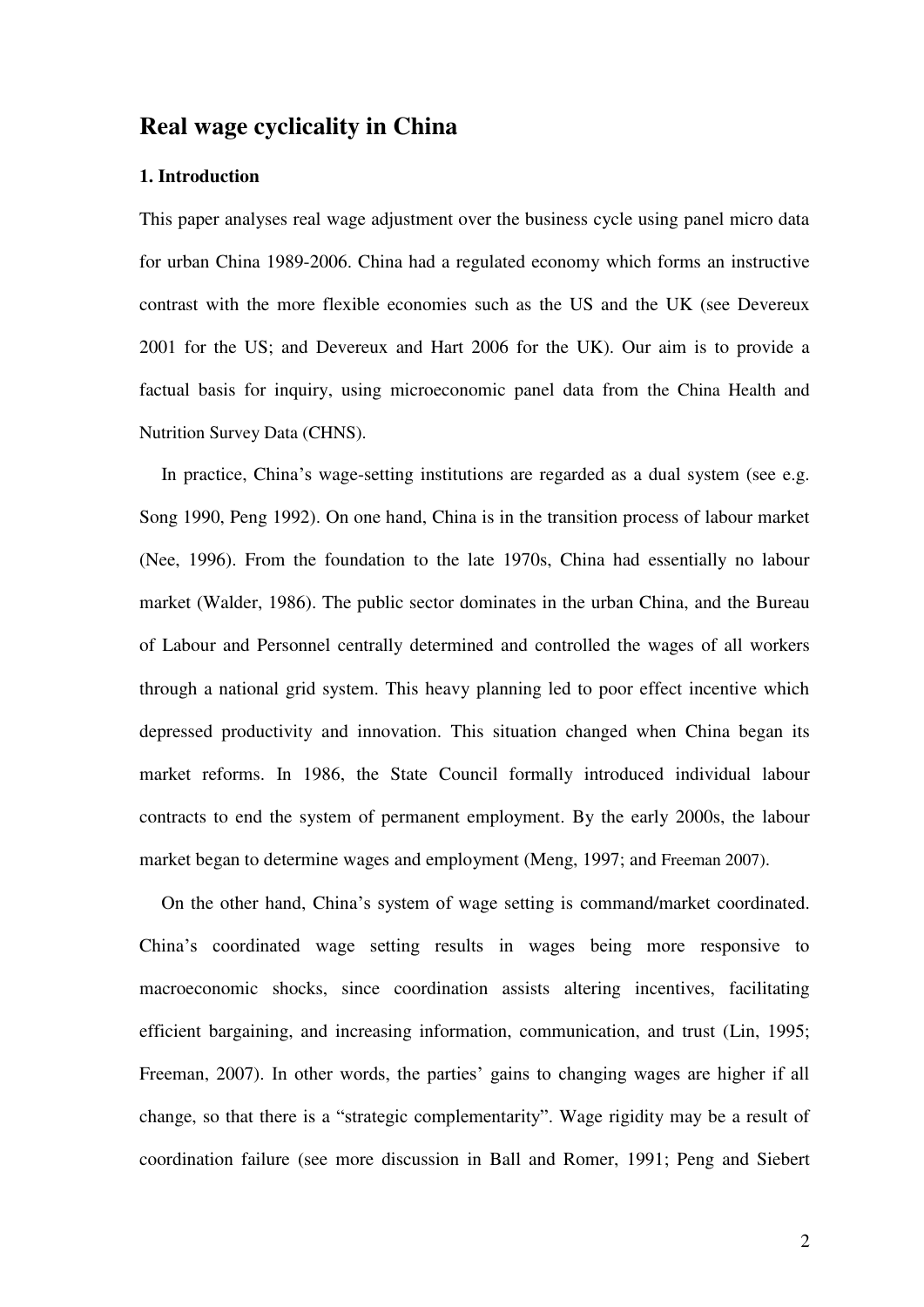# Real wage cyclicality in China

## 1. Introduction

This paper analyses real wage adjustment over the business cycle using panel micro data for urban China 1989-2006. China had a regulated economy which forms an instructive contrast with the more flexible economies such as the US and the UK (see Devereux 2001 for the US; and Devereux and Hart 2006 for the UK). Our aim is to provide a factual basis for inquiry, using microeconomic panel data from the China Health and Nutrition Survey Data (CHNS).

In practice, China's wage-setting institutions are regarded as a dual system (see e.g. Song 1990, Peng 1992). On one hand, China is in the transition process of labour market (Nee, 1996). From the foundation to the late 1970s, China had essentially no labour market (Walder, 1986). The public sector dominates in the urban China, and the Bureau of Labour and Personnel centrally determined and controlled the wages of all workers through a national grid system. This heavy planning led to poor effect incentive which depressed productivity and innovation. This situation changed when China began its market reforms. In 1986, the State Council formally introduced individual labour contracts to end the system of permanent employment. By the early 2000s, the labour market began to determine wages and employment (Meng, 1997; and Freeman 2007).

On the other hand, China's system of wage setting is command/market coordinated. China's coordinated wage setting results in wages being more responsive to macroeconomic shocks, since coordination assists altering incentives, facilitating efficient bargaining, and increasing information, communication, and trust (Lin, 1995; Freeman, 2007). In other words, the parties' gains to changing wages are higher if all change, so that there is a "strategic complementarity". Wage rigidity may be a result of coordination failure (see more discussion in Ball and Romer, 1991; Peng and Siebert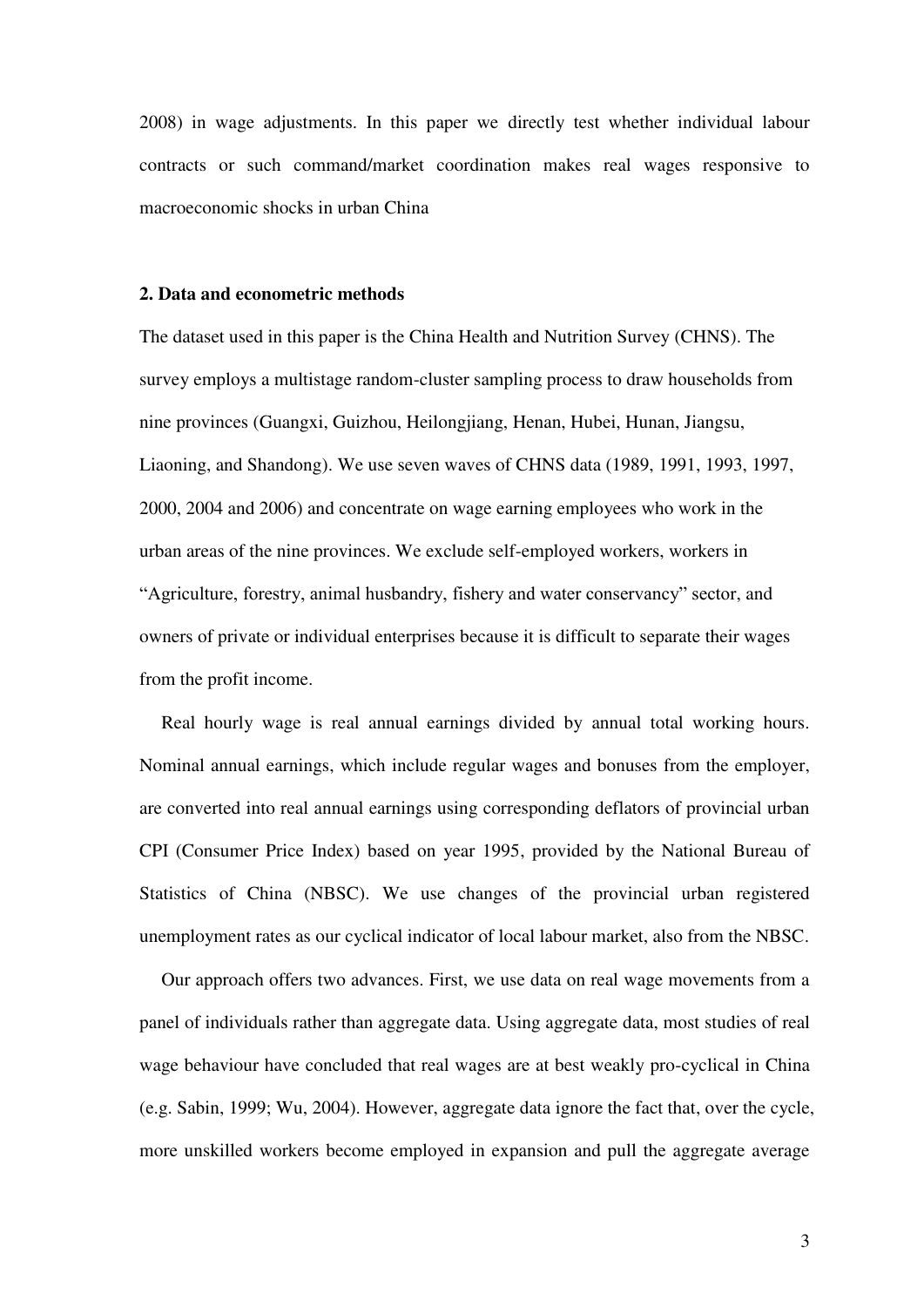2008) in wage adjustments. In this paper we directly test whether individual labour contracts or such command/market coordination makes real wages responsive to macroeconomic shocks in urban China

**2. Data and econometric methods**

The dataset used in this paper is the China Health and Nutrition Survey (CHNS). The survey employs a multistage random-cluster sampling process to draw households from nine provinces (Guangxi, Guizhou, Heilongjiang, Henan, Hubei, Hunan, Jiangsu, Liaoning, and Shandong). We use seven waves of CHNS data (1989, 1991, 1993, 1997, 2000, 2004 and 2006) and concentrate on wage earning employees who work in the urban areas of the nine provinces. We exclude self-employed workers, workers in "Agriculture, forestry, animal husbandry, fishery and water conservancy" sector, and owners of private or individual enterprises because it is difficult to separate their wages from the profit income.

Real hourly wage is real annual earnings divided by annual total working hours. Nominal annual earnings, which include regular wages and bonuses from the employer, are converted into real annual earnings using corresponding deflators of provincial urban CPI (Consumer Price Index) based on year 1995, provided by the National Bureau of Statistics of China (NBSC). We use changes of the provincial urban registered unemployment rates as our cyclical indicator of local labour market, also from the NBSC.

Our approach offers two advances. First, we use data on real wage movements from a panel of individuals rather than aggregate data. Using aggregate data, most studies of real wage behaviour have concluded that real wages are at best weakly pro-cyclical in China (e.g. Sabin, 1999; Wu, 2004). However, aggregate data ignore the fact that, over the cycle, more unskilled workers become employed in expansion and pull the aggregate average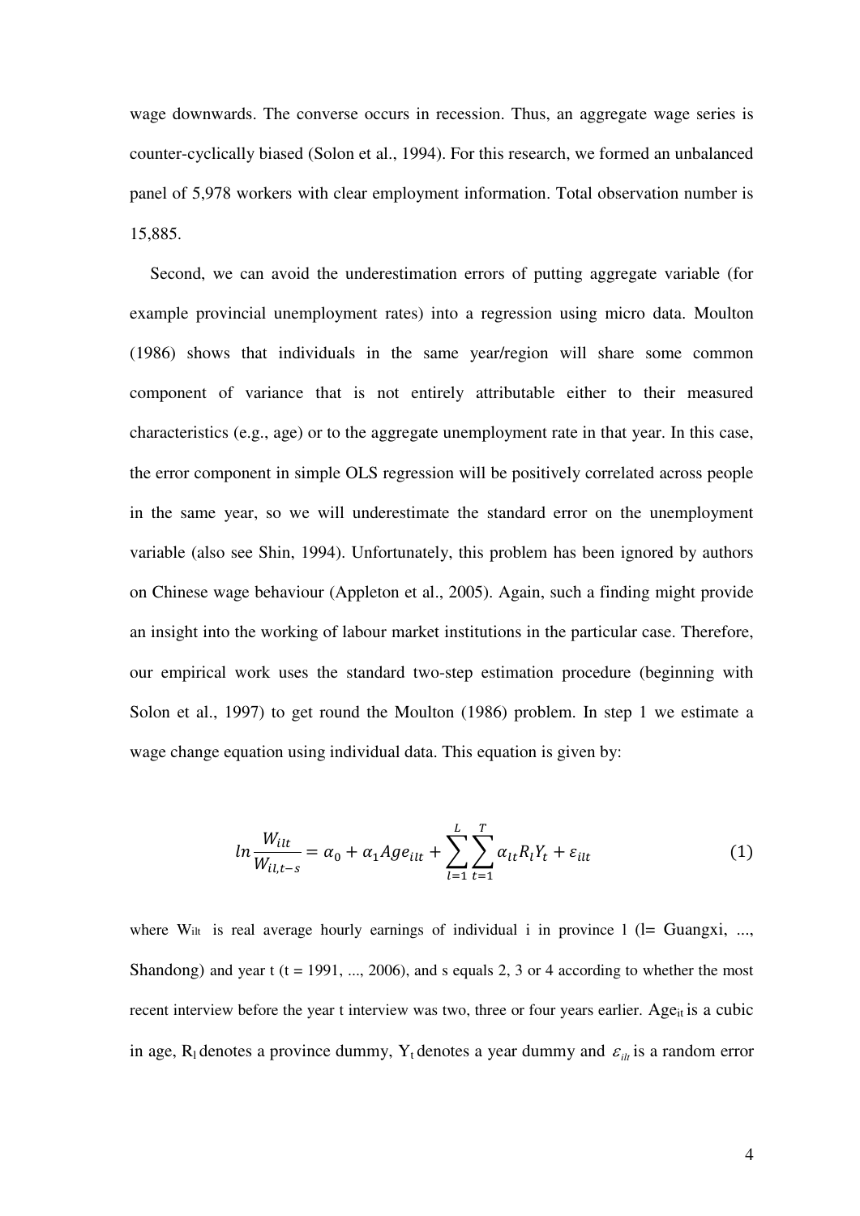wage downwards. The converse occurs in recession. Thus, an aggregate wage series is counter-cyclically biased (Solon et al., 1994). For this research, we formed an unbalanced panel of 5,978 workers with clear employment information. Total observation number is 15,885.

Second, we can avoid the underestimation errors of putting aggregate variable (for example provincial unemployment rates) into a regression using micro data. Moulton (1986) shows that individuals in the same year/region will share some common component of variance that is not entirely attributable either to their measured characteristics (e.g., age) or to the aggregate unemployment rate in that year. In this case, the error component in simple OLS regression will be positively correlated across people in the same year, so we will underestimate the standard error on the unemployment variable (also see Shin, 1994). Unfortunately, this problem has been ignored by authors on Chinese wage behaviour (Appleton et al., 2005). Again, such a finding might provide an insight into the working of labour market institutions in the particular case. Therefore, our empirical work uses the standard two-step estimation procedure (beginning with Solon et al., 1997) to get round the Moulton (1986) problem. In step 1 we estimate a wage change equation using individual data. This equation is given by:

$$ln\frac{W_{ilt}}{W_{il,t-s}} = \alpha_0 + \alpha_1 Age_{ilt} + \sum_{l=1}^{L}\sum_{t=1}^{T}\alpha_{lt}R_l Y_t + \varepsilon_{ilt} \tag{1}$$

where $W_{ilt}$ is real average hourly earnings of individual i in province l (l= Guangxi, ..., Shandong) and year t (t = 1991, ..., 2006), and s equals 2, 3 or 4 according to whether the most recent interview before the year t interview was two, three or four years earlier. $Age_{it}$ is a cubic in age, $R_l$ denotes a province dummy, $Y_t$ denotes a year dummy and $\varepsilon_{ilt}$ is a random error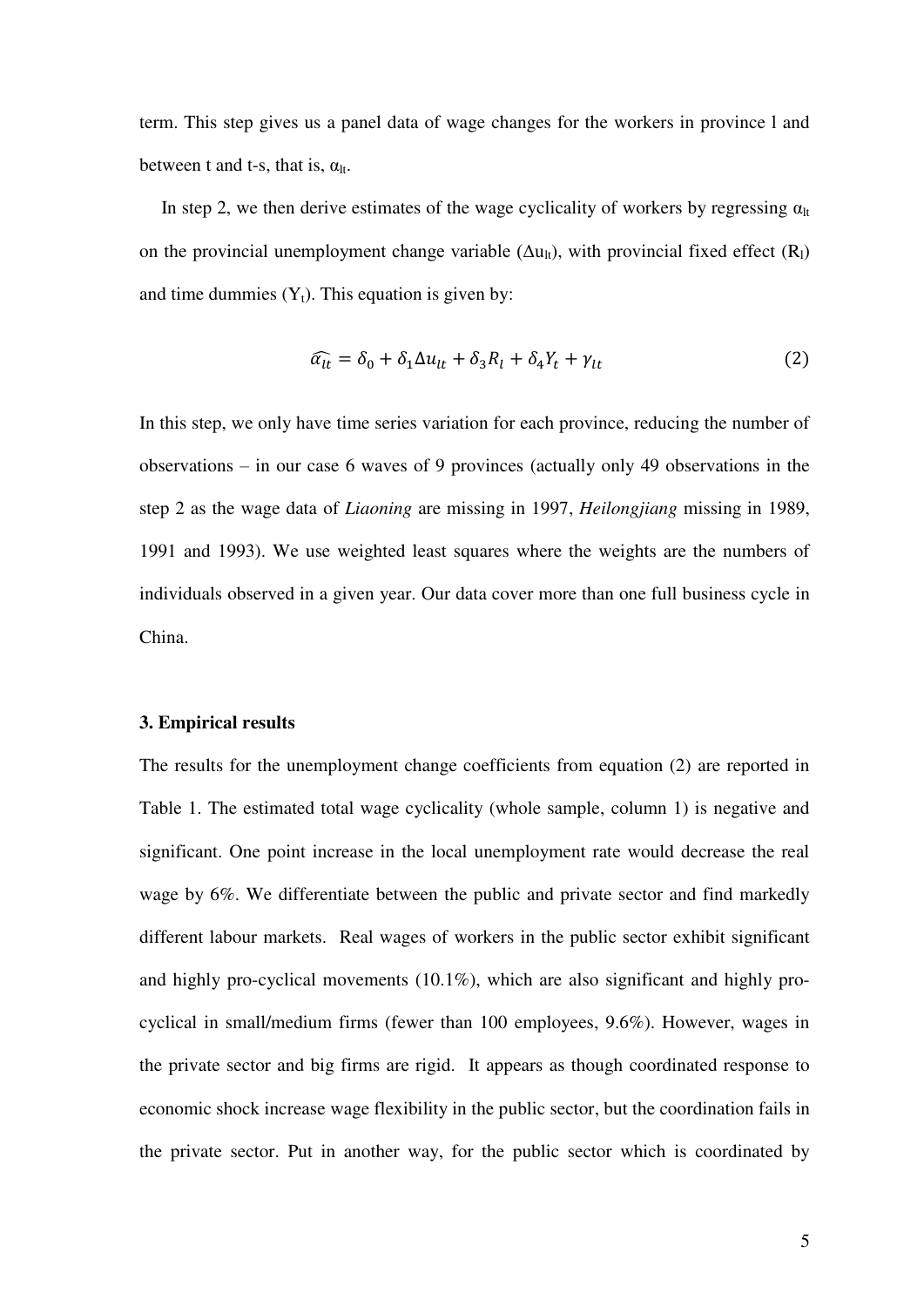term. This step gives us a panel data of wage changes for the workers in province l and between t and t-s, that is, $\alpha_{lt}$.

In step 2, we then derive estimates of the wage cyclicality of workers by regressing $\alpha_{lt}$ on the provincial unemployment change variable ($\Delta u_{lt}$), with provincial fixed effect ($R_l$) and time dummies ($Y_t$). This equation is given by:

$$\widehat{\alpha_{lt}} = \delta_0 + \delta_1 \Delta u_{lt} + \delta_3 R_l + \delta_4 Y_t + \gamma_{lt} \tag{2}$$

In this step, we only have time series variation for each province, reducing the number of observations – in our case 6 waves of 9 provinces (actually only 49 observations in the step 2 as the wage data of *Liaoning* are missing in 1997, *Heilongjiang* missing in 1989, 1991 and 1993). We use weighted least squares where the weights are the numbers of individuals observed in a given year. Our data cover more than one full business cycle in China.

### 3. Empirical results

The results for the unemployment change coefficients from equation (2) are reported in Table 1. The estimated total wage cyclicality (whole sample, column 1) is negative and significant. One point increase in the local unemployment rate would decrease the real wage by 6%. We differentiate between the public and private sector and find markedly different labour markets. Real wages of workers in the public sector exhibit significant and highly pro-cyclical movements (10.1%), which are also significant and highly pro-cyclical in small/medium firms (fewer than 100 employees, 9.6%). However, wages in the private sector and big firms are rigid. It appears as though coordinated response to economic shock increase wage flexibility in the public sector, but the coordination fails in the private sector. Put in another way, for the public sector which is coordinated by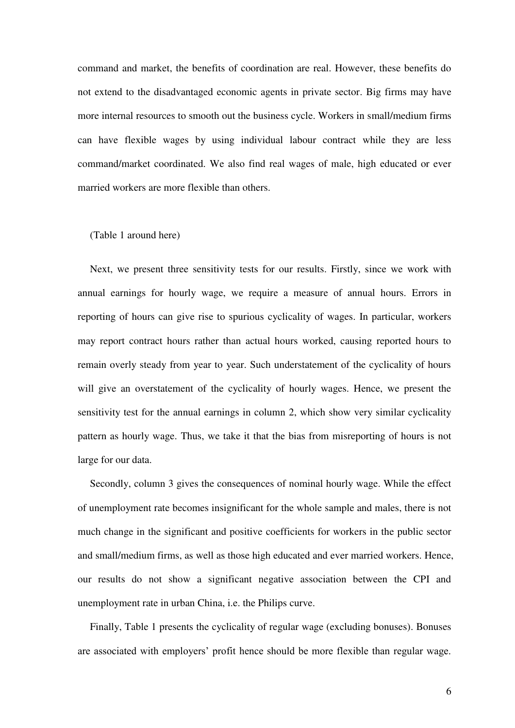command and market, the benefits of coordination are real. However, these benefits do not extend to the disadvantaged economic agents in private sector. Big firms may have more internal resources to smooth out the business cycle. Workers in small/medium firms can have flexible wages by using individual labour contract while they are less command/market coordinated. We also find real wages of male, high educated or ever married workers are more flexible than others.

(Table 1 around here)

Next, we present three sensitivity tests for our results. Firstly, since we work with annual earnings for hourly wage, we require a measure of annual hours. Errors in reporting of hours can give rise to spurious cyclicality of wages. In particular, workers may report contract hours rather than actual hours worked, causing reported hours to remain overly steady from year to year. Such understatement of the cyclicality of hours will give an overstatement of the cyclicality of hourly wages. Hence, we present the sensitivity test for the annual earnings in column 2, which show very similar cyclicality pattern as hourly wage. Thus, we take it that the bias from misreporting of hours is not large for our data.

Secondly, column 3 gives the consequences of nominal hourly wage. While the effect of unemployment rate becomes insignificant for the whole sample and males, there is not much change in the significant and positive coefficients for workers in the public sector and small/medium firms, as well as those high educated and ever married workers. Hence, our results do not show a significant negative association between the CPI and unemployment rate in urban China, i.e. the Philips curve.

Finally, Table 1 presents the cyclicality of regular wage (excluding bonuses). Bonuses are associated with employers' profit hence should be more flexible than regular wage.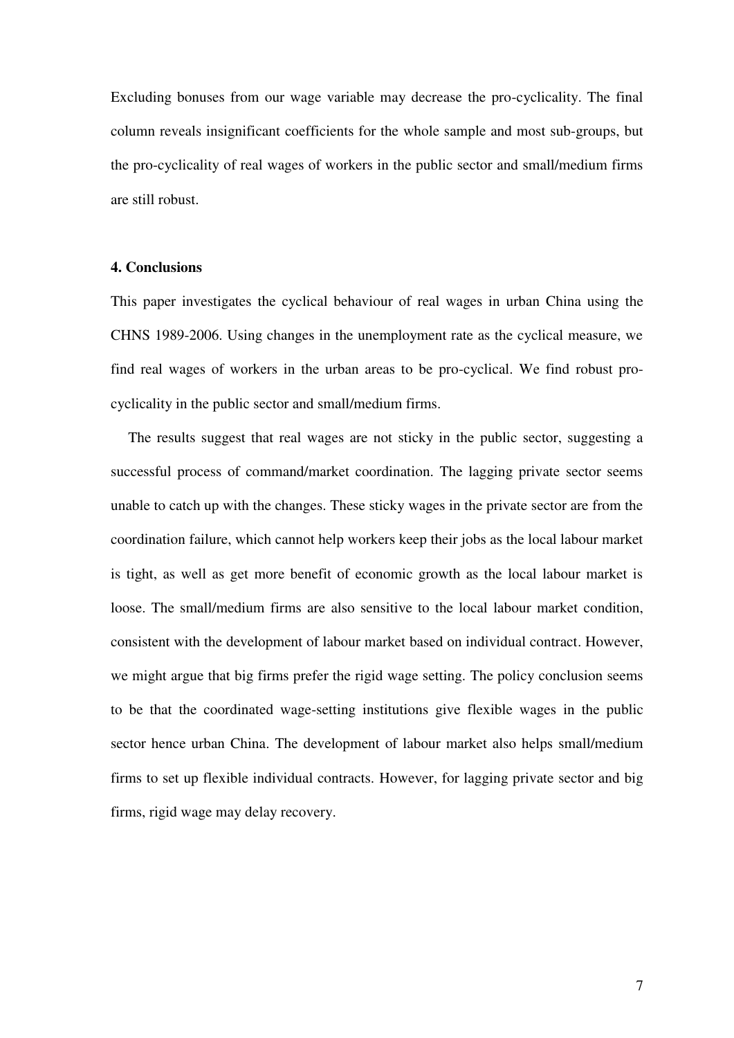Excluding bonuses from our wage variable may decrease the pro-cyclicality. The final column reveals insignificant coefficients for the whole sample and most sub-groups, but the pro-cyclicality of real wages of workers in the public sector and small/medium firms are still robust.

## 4. Conclusions

This paper investigates the cyclical behaviour of real wages in urban China using the CHNS 1989-2006. Using changes in the unemployment rate as the cyclical measure, we find real wages of workers in the urban areas to be pro-cyclical. We find robust pro-cyclicality in the public sector and small/medium firms.

The results suggest that real wages are not sticky in the public sector, suggesting a successful process of command/market coordination. The lagging private sector seems unable to catch up with the changes. These sticky wages in the private sector are from the coordination failure, which cannot help workers keep their jobs as the local labour market is tight, as well as get more benefit of economic growth as the local labour market is loose. The small/medium firms are also sensitive to the local labour market condition, consistent with the development of labour market based on individual contract. However, we might argue that big firms prefer the rigid wage setting. The policy conclusion seems to be that the coordinated wage-setting institutions give flexible wages in the public sector hence urban China. The development of labour market also helps small/medium firms to set up flexible individual contracts. However, for lagging private sector and big firms, rigid wage may delay recovery.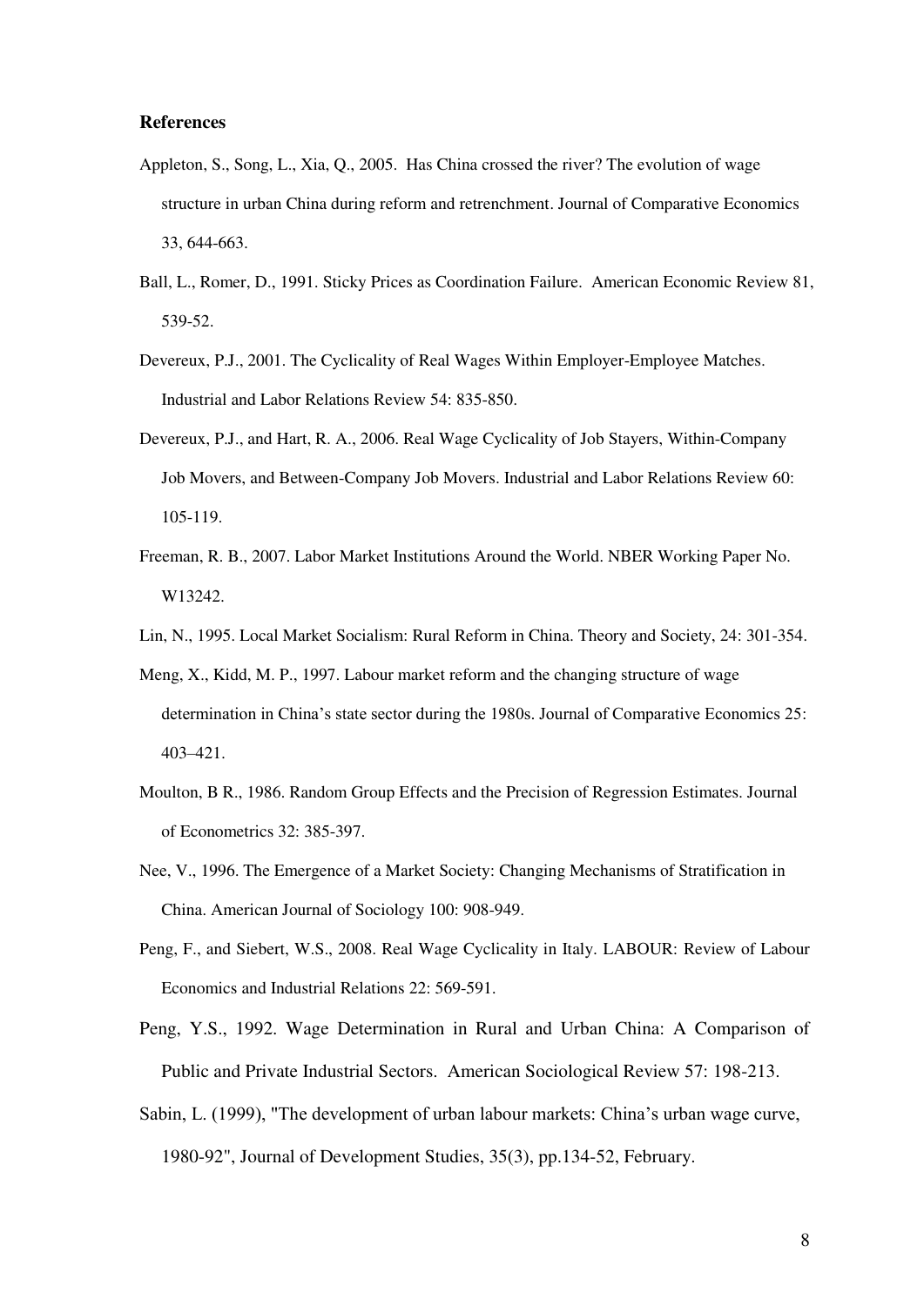**References**

Appleton, S., Song, L., Xia, Q., 2005. Has China crossed the river? The evolution of wage structure in urban China during reform and retrenchment. Journal of Comparative Economics 33, 644-663.

Ball, L., Romer, D., 1991. Sticky Prices as Coordination Failure. American Economic Review 81, 539-52.

Devereux, P.J., 2001. The Cyclicality of Real Wages Within Employer-Employee Matches. Industrial and Labor Relations Review 54: 835-850.

Devereux, P.J., and Hart, R. A., 2006. Real Wage Cyclicality of Job Stayers, Within-Company Job Movers, and Between-Company Job Movers. Industrial and Labor Relations Review 60: 105-119.

Freeman, R. B., 2007. Labor Market Institutions Around the World. NBER Working Paper No. W13242.

Lin, N., 1995. Local Market Socialism: Rural Reform in China. Theory and Society, 24: 301-354.

Meng, X., Kidd, M. P., 1997. Labour market reform and the changing structure of wage determination in China's state sector during the 1980s. Journal of Comparative Economics 25: 403–421.

Moulton, B R., 1986. Random Group Effects and the Precision of Regression Estimates. Journal of Econometrics 32: 385-397.

Nee, V., 1996. The Emergence of a Market Society: Changing Mechanisms of Stratification in China. American Journal of Sociology 100: 908-949.

Peng, F., and Siebert, W.S., 2008. Real Wage Cyclicality in Italy. LABOUR: Review of Labour Economics and Industrial Relations 22: 569-591.

Peng, Y.S., 1992. Wage Determination in Rural and Urban China: A Comparison of Public and Private Industrial Sectors. American Sociological Review 57: 198-213.

Sabin, L. (1999), "The development of urban labour markets: China's urban wage curve, 1980-92", Journal of Development Studies, 35(3), pp.134-52, February.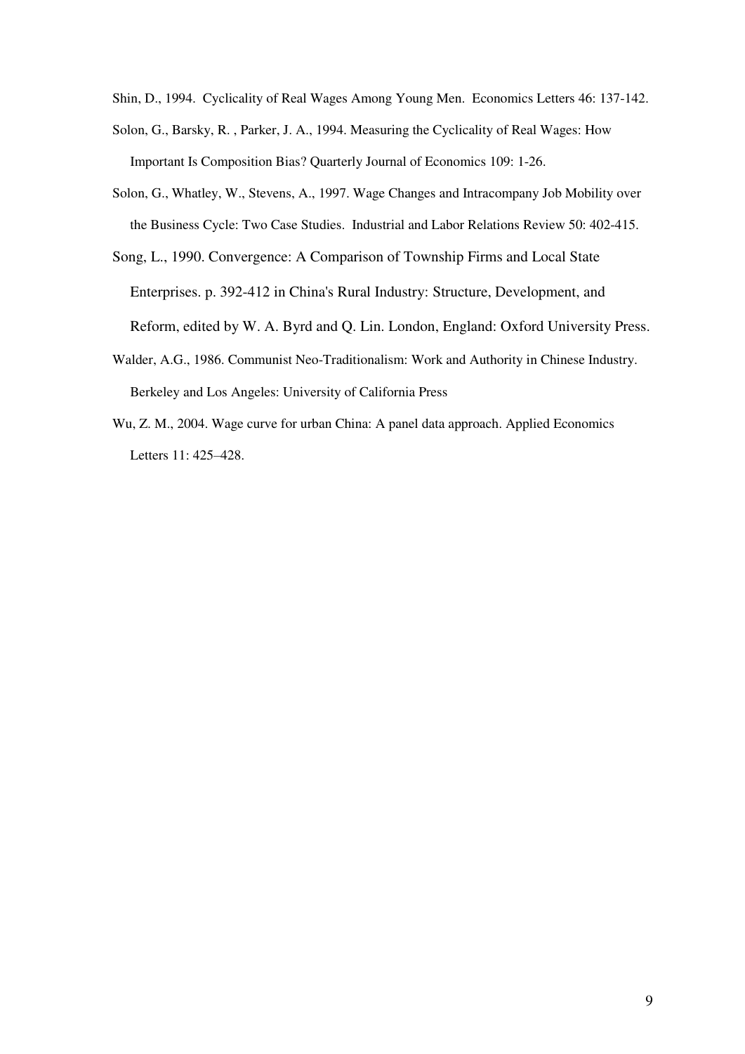Shin, D., 1994. Cyclicality of Real Wages Among Young Men. Economics Letters 46: 137-142.

Solon, G., Barsky, R. , Parker, J. A., 1994. Measuring the Cyclicality of Real Wages: How Important Is Composition Bias? Quarterly Journal of Economics 109: 1-26.

Solon, G., Whatley, W., Stevens, A., 1997. Wage Changes and Intracompany Job Mobility over the Business Cycle: Two Case Studies. Industrial and Labor Relations Review 50: 402-415.

Song, L., 1990. Convergence: A Comparison of Township Firms and Local State Enterprises. p. 392-412 in China's Rural Industry: Structure, Development, and Reform, edited by W. A. Byrd and Q. Lin. London, England: Oxford University Press.

Walder, A.G., 1986. Communist Neo-Traditionalism: Work and Authority in Chinese Industry. Berkeley and Los Angeles: University of California Press

Wu, Z. M., 2004. Wage curve for urban China: A panel data approach. Applied Economics Letters 11: 425–428.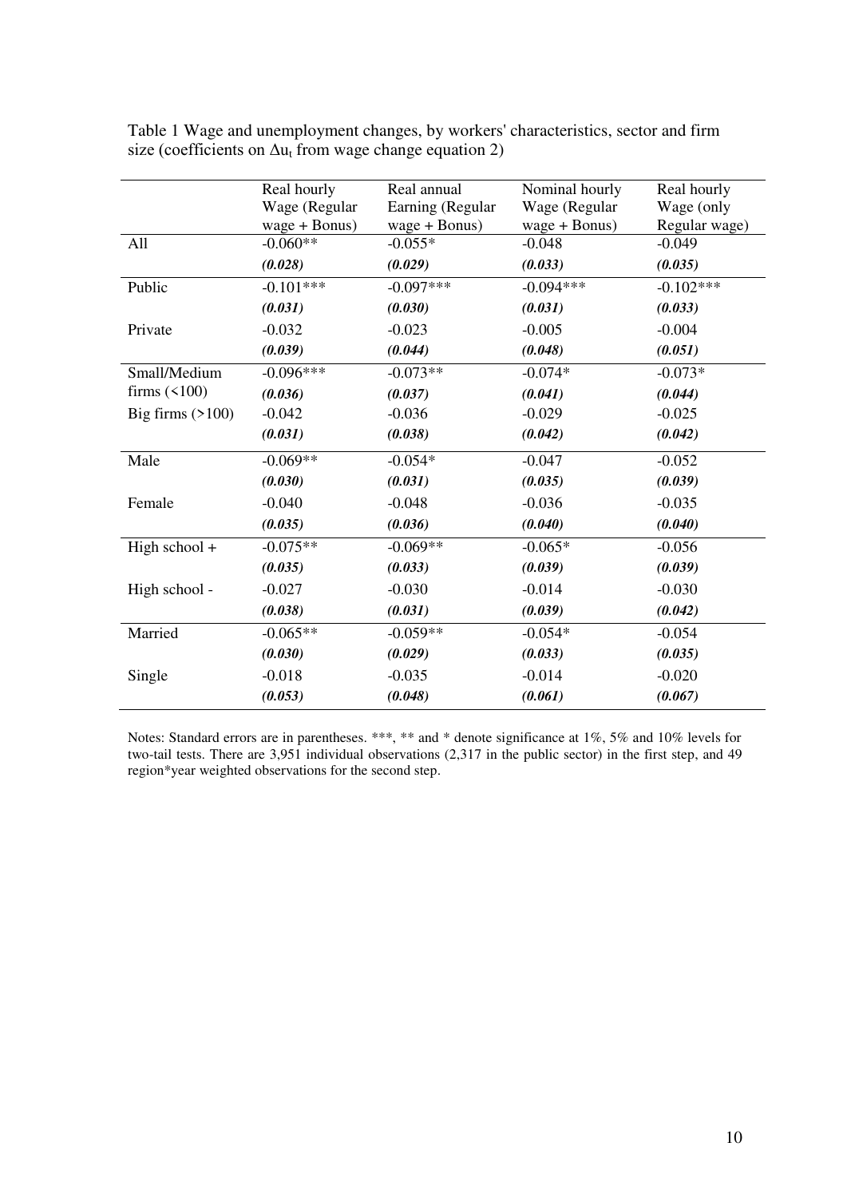Table 1 Wage and unemployment changes, by workers' characteristics, sector and firm size (coefficients on $\Delta u_t$ from wage change equation 2)

| | Real hourly Wage (Regular wage + Bonus) | Real annual Earning (Regular wage + Bonus) | Nominal hourly Wage (Regular wage + Bonus) | Real hourly Wage (only Regular wage) |
|---|---|---|---|---|
| All | -0.060** | -0.055* | -0.048 | -0.049 |
| | ***(0.028)*** | ***(0.029)*** | ***(0.033)*** | ***(0.035)*** |
| Public | -0.101*** | -0.097*** | -0.094*** | -0.102*** |
| | ***(0.031)*** | ***(0.030)*** | ***(0.031)*** | ***(0.033)*** |
| Private | -0.032 | -0.023 | -0.005 | -0.004 |
| | ***(0.039)*** | ***(0.044)*** | ***(0.048)*** | ***(0.051)*** |
| Small/Medium firms (<100) | -0.096*** | -0.073** | -0.074* | -0.073* |
| | ***(0.036)*** | ***(0.037)*** | ***(0.041)*** | ***(0.044)*** |
| Big firms (>100) | -0.042 | -0.036 | -0.029 | -0.025 |
| | ***(0.031)*** | ***(0.038)*** | ***(0.042)*** | ***(0.042)*** |
| Male | -0.069** | -0.054* | -0.047 | -0.052 |
| | ***(0.030)*** | ***(0.031)*** | ***(0.035)*** | ***(0.039)*** |
| Female | -0.040 | -0.048 | -0.036 | -0.035 |
| | ***(0.035)*** | ***(0.036)*** | ***(0.040)*** | ***(0.040)*** |
| High school + | -0.075** | -0.069** | -0.065* | -0.056 |
| | ***(0.035)*** | ***(0.033)*** | ***(0.039)*** | ***(0.039)*** |
| High school - | -0.027 | -0.030 | -0.014 | -0.030 |
| | ***(0.038)*** | ***(0.031)*** | ***(0.039)*** | ***(0.042)*** |
| Married | -0.065** | -0.059** | -0.054* | -0.054 |
| | ***(0.030)*** | ***(0.029)*** | ***(0.033)*** | ***(0.035)*** |
| Single | -0.018 | -0.035 | -0.014 | -0.020 |
| | ***(0.053)*** | ***(0.048)*** | ***(0.061)*** | ***(0.067)*** |

Notes: Standard errors are in parentheses. ***, ** and * denote significance at 1%, 5% and 10% levels for two-tail tests. There are 3,951 individual observations (2,317 in the public sector) in the first step, and 49 region*year weighted observations for the second step.